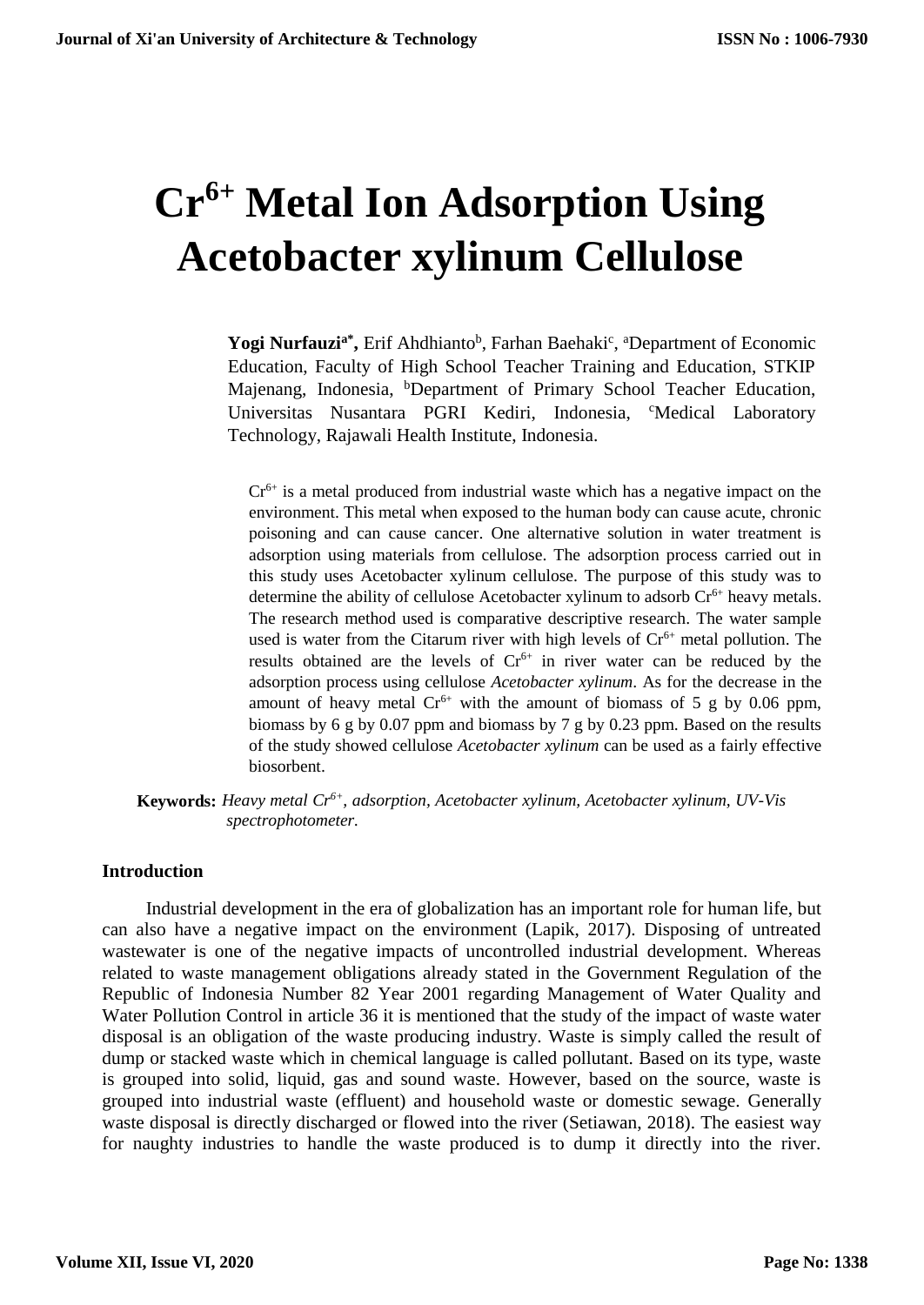# $Cr^{6+}$ Metal Ion Adsorption Using Acetobacter xylinum Cellulose

**Yogi Nurfauzi**[a*], Erif Ahdhianto[b], Farhan Baehaki[c], [a]Department of Economic Education, Faculty of High School Teacher Training and Education, STKIP Majenang, Indonesia, [b]Department of Primary School Teacher Education, Universitas Nusantara PGRI Kediri, Indonesia, [c]Medical Laboratory Technology, Rajawali Health Institute, Indonesia.

$Cr^{6+}$ is a metal produced from industrial waste which has a negative impact on the environment. This metal when exposed to the human body can cause acute, chronic poisoning and can cause cancer. One alternative solution in water treatment is adsorption using materials from cellulose. The adsorption process carried out in this study uses Acetobacter xylinum cellulose. The purpose of this study was to determine the ability of cellulose Acetobacter xylinum to adsorb $Cr^{6+}$ heavy metals. The research method used is comparative descriptive research. The water sample used is water from the Citarum river with high levels of $Cr^{6+}$ metal pollution. The results obtained are the levels of $Cr^{6+}$ in river water can be reduced by the adsorption process using cellulose *Acetobacter xylinum*. As for the decrease in the amount of heavy metal $Cr^{6+}$ with the amount of biomass of 5 g by 0.06 ppm, biomass by 6 g by 0.07 ppm and biomass by 7 g by 0.23 ppm. Based on the results of the study showed cellulose *Acetobacter xylinum* can be used as a fairly effective biosorbent.

**Keywords:** *Heavy metal $Cr^{6+}$, adsorption, Acetobacter xylinum, Acetobacter xylinum, UV-Vis spectrophotometer.*

## Introduction

Industrial development in the era of globalization has an important role for human life, but can also have a negative impact on the environment (Lapik, 2017). Disposing of untreated wastewater is one of the negative impacts of uncontrolled industrial development. Whereas related to waste management obligations already stated in the Government Regulation of the Republic of Indonesia Number 82 Year 2001 regarding Management of Water Quality and Water Pollution Control in article 36 it is mentioned that the study of the impact of waste water disposal is an obligation of the waste producing industry. Waste is simply called the result of dump or stacked waste which in chemical language is called pollutant. Based on its type, waste is grouped into solid, liquid, gas and sound waste. However, based on the source, waste is grouped into industrial waste (effluent) and household waste or domestic sewage. Generally waste disposal is directly discharged or flowed into the river (Setiawan, 2018). The easiest way for naughty industries to handle the waste produced is to dump it directly into the river.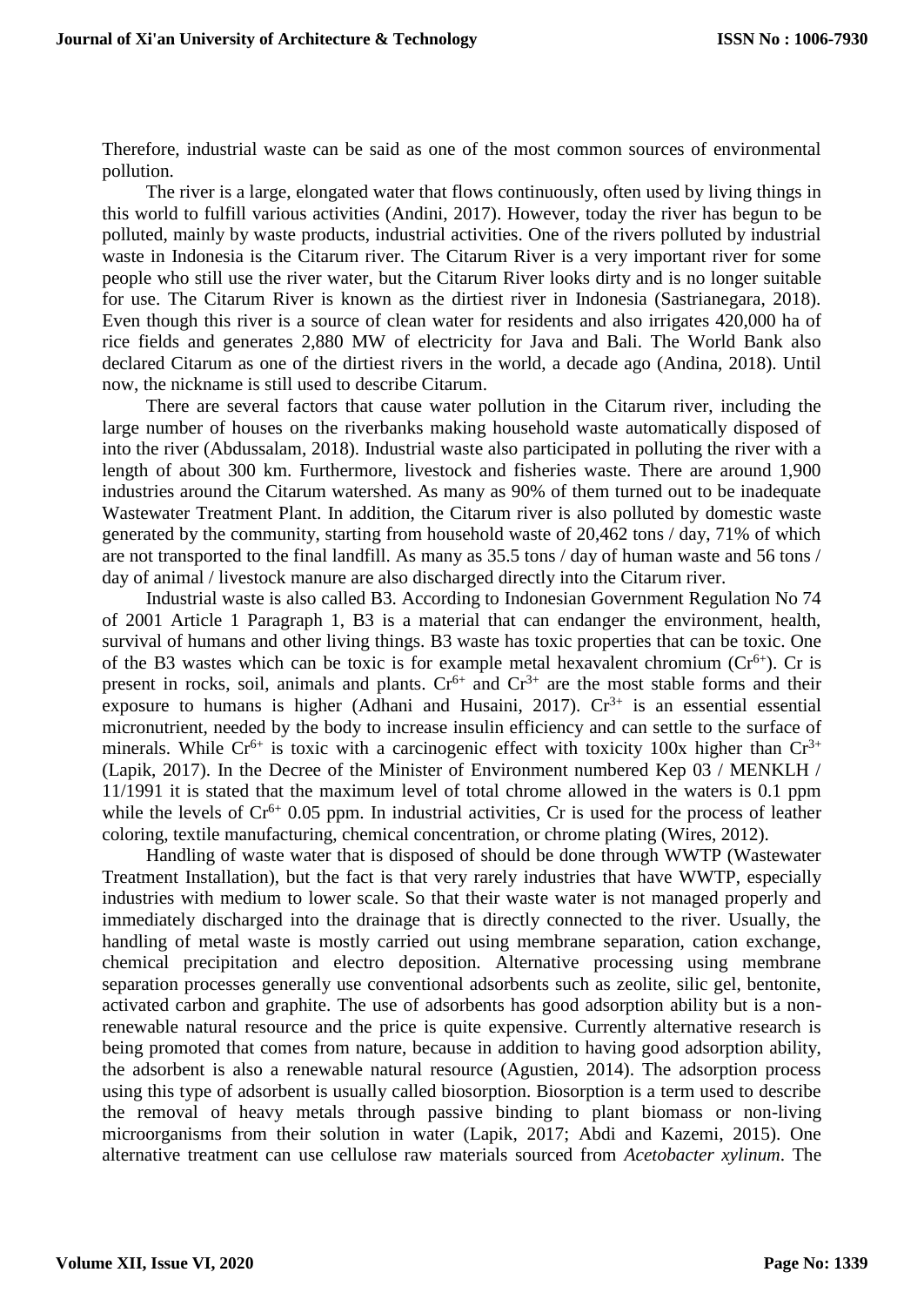Therefore, industrial waste can be said as one of the most common sources of environmental pollution.

The river is a large, elongated water that flows continuously, often used by living things in this world to fulfill various activities (Andini, 2017). However, today the river has begun to be polluted, mainly by waste products, industrial activities. One of the rivers polluted by industrial waste in Indonesia is the Citarum river. The Citarum River is a very important river for some people who still use the river water, but the Citarum River looks dirty and is no longer suitable for use. The Citarum River is known as the dirtiest river in Indonesia (Sastrianegara, 2018). Even though this river is a source of clean water for residents and also irrigates 420,000 ha of rice fields and generates 2,880 MW of electricity for Java and Bali. The World Bank also declared Citarum as one of the dirtiest rivers in the world, a decade ago (Andina, 2018). Until now, the nickname is still used to describe Citarum.

There are several factors that cause water pollution in the Citarum river, including the large number of houses on the riverbanks making household waste automatically disposed of into the river (Abdussalam, 2018). Industrial waste also participated in polluting the river with a length of about 300 km. Furthermore, livestock and fisheries waste. There are around 1,900 industries around the Citarum watershed. As many as 90% of them turned out to be inadequate Wastewater Treatment Plant. In addition, the Citarum river is also polluted by domestic waste generated by the community, starting from household waste of 20,462 tons / day, 71% of which are not transported to the final landfill. As many as 35.5 tons / day of human waste and 56 tons / day of animal / livestock manure are also discharged directly into the Citarum river.

Industrial waste is also called B3. According to Indonesian Government Regulation No 74 of 2001 Article 1 Paragraph 1, B3 is a material that can endanger the environment, health, survival of humans and other living things. B3 waste has toxic properties that can be toxic. One of the B3 wastes which can be toxic is for example metal hexavalent chromium ($Cr^{6+}$). Cr is present in rocks, soil, animals and plants. $Cr^{6+}$ and $Cr^{3+}$ are the most stable forms and their exposure to humans is higher (Adhani and Husaini, 2017). $Cr^{3+}$ is an essential essential micronutrient, needed by the body to increase insulin efficiency and can settle to the surface of minerals. While $Cr^{6+}$ is toxic with a carcinogenic effect with toxicity 100x higher than $Cr^{3+}$ (Lapik, 2017). In the Decree of the Minister of Environment numbered Kep 03 / MENKLH / 11/1991 it is stated that the maximum level of total chrome allowed in the waters is 0.1 ppm while the levels of $Cr^{6+}$ 0.05 ppm. In industrial activities, Cr is used for the process of leather coloring, textile manufacturing, chemical concentration, or chrome plating (Wires, 2012).

Handling of waste water that is disposed of should be done through WWTP (Wastewater Treatment Installation), but the fact is that very rarely industries that have WWTP, especially industries with medium to lower scale. So that their waste water is not managed properly and immediately discharged into the drainage that is directly connected to the river. Usually, the handling of metal waste is mostly carried out using membrane separation, cation exchange, chemical precipitation and electro deposition. Alternative processing using membrane separation processes generally use conventional adsorbents such as zeolite, silic gel, bentonite, activated carbon and graphite. The use of adsorbents has good adsorption ability but is a non-renewable natural resource and the price is quite expensive. Currently alternative research is being promoted that comes from nature, because in addition to having good adsorption ability, the adsorbent is also a renewable natural resource (Agustien, 2014). The adsorption process using this type of adsorbent is usually called biosorption. Biosorption is a term used to describe the removal of heavy metals through passive binding to plant biomass or non-living microorganisms from their solution in water (Lapik, 2017; Abdi and Kazemi, 2015). One alternative treatment can use cellulose raw materials sourced from *Acetobacter xylinum*. The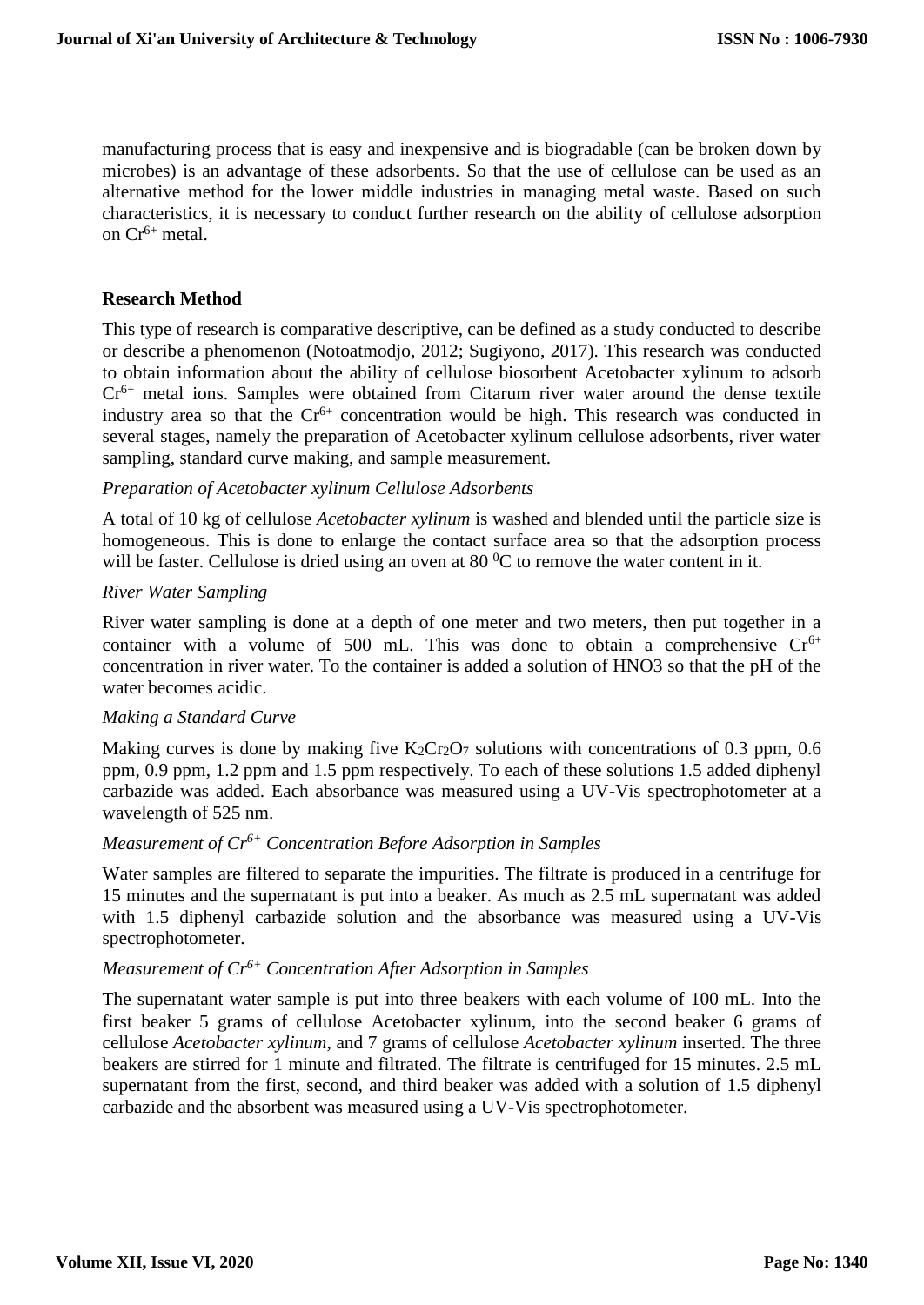manufacturing process that is easy and inexpensive and is biogradable (can be broken down by microbes) is an advantage of these adsorbents. So that the use of cellulose can be used as an alternative method for the lower middle industries in managing metal waste. Based on such characteristics, it is necessary to conduct further research on the ability of cellulose adsorption on $Cr^{6+}$ metal.

## Research Method

This type of research is comparative descriptive, can be defined as a study conducted to describe or describe a phenomenon (Notoatmodjo, 2012; Sugiyono, 2017). This research was conducted to obtain information about the ability of cellulose biosorbent Acetobacter xylinum to adsorb $Cr^{6+}$ metal ions. Samples were obtained from Citarum river water around the dense textile industry area so that the $Cr^{6+}$ concentration would be high. This research was conducted in several stages, namely the preparation of Acetobacter xylinum cellulose adsorbents, river water sampling, standard curve making, and sample measurement.

### *Preparation of Acetobacter xylinum Cellulose Adsorbents*

A total of 10 kg of cellulose *Acetobacter xylinum* is washed and blended until the particle size is homogeneous. This is done to enlarge the contact surface area so that the adsorption process will be faster. Cellulose is dried using an oven at 80 $^0$C to remove the water content in it.

### *River Water Sampling*

River water sampling is done at a depth of one meter and two meters, then put together in a container with a volume of 500 mL. This was done to obtain a comprehensive $Cr^{6+}$ concentration in river water. To the container is added a solution of HNO3 so that the pH of the water becomes acidic.

### *Making a Standard Curve*

Making curves is done by making five $K_2Cr_2O_7$ solutions with concentrations of 0.3 ppm, 0.6 ppm, 0.9 ppm, 1.2 ppm and 1.5 ppm respectively. To each of these solutions 1.5 added diphenyl carbazide was added. Each absorbance was measured using a UV-Vis spectrophotometer at a wavelength of 525 nm.

### *Measurement of $Cr^{6+}$ Concentration Before Adsorption in Samples*

Water samples are filtered to separate the impurities. The filtrate is produced in a centrifuge for 15 minutes and the supernatant is put into a beaker. As much as 2.5 mL supernatant was added with 1.5 diphenyl carbazide solution and the absorbance was measured using a UV-Vis spectrophotometer.

### *Measurement of $Cr^{6+}$ Concentration After Adsorption in Samples*

The supernatant water sample is put into three beakers with each volume of 100 mL. Into the first beaker 5 grams of cellulose Acetobacter xylinum, into the second beaker 6 grams of cellulose *Acetobacter xylinum*, and 7 grams of cellulose *Acetobacter xylinum* inserted. The three beakers are stirred for 1 minute and filtrated. The filtrate is centrifuged for 15 minutes. 2.5 mL supernatant from the first, second, and third beaker was added with a solution of 1.5 diphenyl carbazide and the absorbent was measured using a UV-Vis spectrophotometer.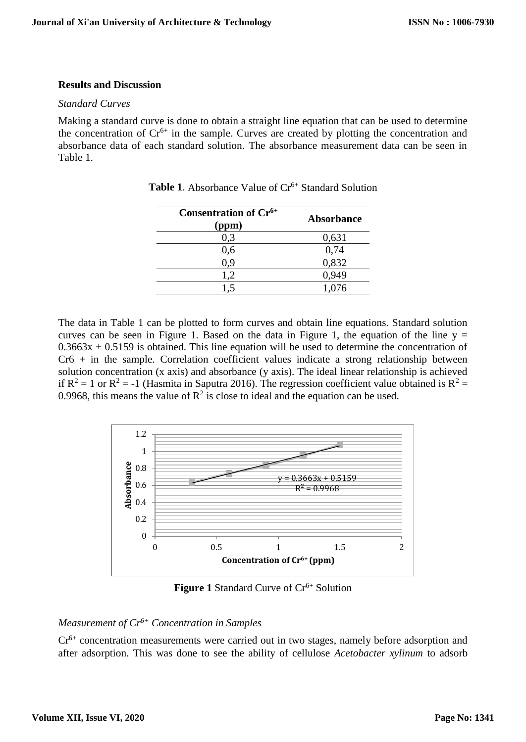## Results and Discussion

*Standard Curves*

Making a standard curve is done to obtain a straight line equation that can be used to determine the concentration of $Cr^{6+}$ in the sample. Curves are created by plotting the concentration and absorbance data of each standard solution. The absorbance measurement data can be seen in Table 1.

**Table 1**. Absorbance Value of $Cr^{6+}$ Standard Solution

| Consentration of $Cr^{6+}$ (ppm) | Absorbance |
|---|---|
| 0,3 | 0,631 |
| 0,6 | 0,74 |
| 0,9 | 0,832 |
| 1,2 | 0,949 |
| 1,5 | 1,076 |

The data in Table 1 can be plotted to form curves and obtain line equations. Standard solution curves can be seen in Figure 1. Based on the data in Figure 1, the equation of the line $y = 0.3663x + 0.5159$ is obtained. This line equation will be used to determine the concentration of Cr6 + in the sample. Correlation coefficient values indicate a strong relationship between solution concentration (x axis) and absorbance (y axis). The ideal linear relationship is achieved if $R^2 = 1$ or $R^2 = -1$ (Hasmita in Saputra 2016). The regression coefficient value obtained is $R^2 = 0.9968$, this means the value of $R^2$ is close to ideal and the equation can be used.

**Figure 1** Standard Curve of $Cr^{6+}$ Solution

*Measurement of $Cr^{6+}$ Concentration in Samples*

$Cr^{6+}$ concentration measurements were carried out in two stages, namely before adsorption and after adsorption. This was done to see the ability of cellulose *Acetobacter xylinum* to adsorb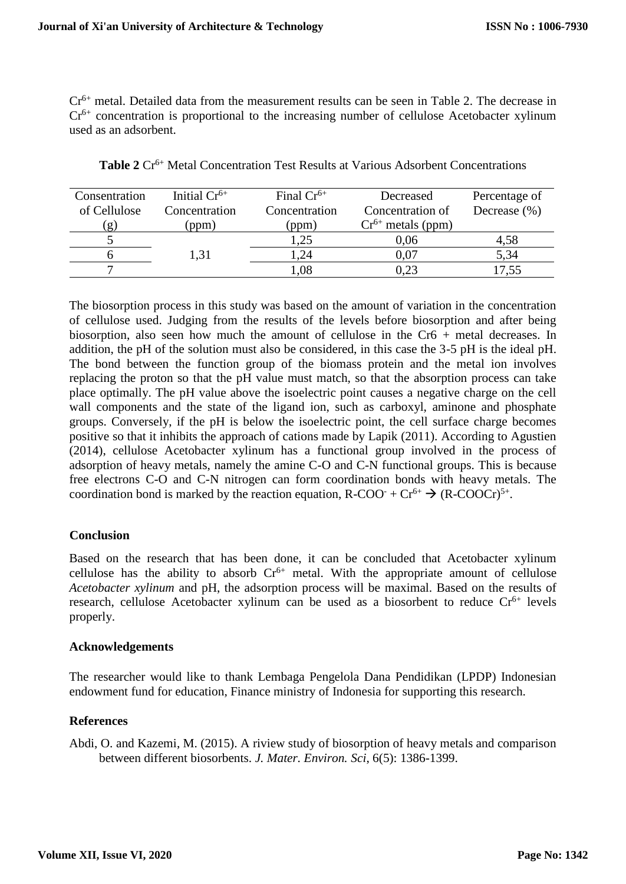$Cr^{6+}$ metal. Detailed data from the measurement results can be seen in Table 2. The decrease in $Cr^{6+}$ concentration is proportional to the increasing number of cellulose Acetobacter xylinum used as an adsorbent.

**Table 2** $Cr^{6+}$ Metal Concentration Test Results at Various Adsorbent Concentrations

| Consentration of Cellulose (g) | Initial $Cr^{6+}$ Concentration (ppm) | Final $Cr^{6+}$ Concentration (ppm) | Decreased Concentration of $Cr^{6+}$ metals (ppm) | Percentage of Decrease (%) |
|---|---|---|---|---|
| 5 | 1,31 | 1,25 | 0,06 | 4,58 |
| 6 | | 1,24 | 0,07 | 5,34 |
| 7 | | 1,08 | 0,23 | 17,55 |

The biosorption process in this study was based on the amount of variation in the concentration of cellulose used. Judging from the results of the levels before biosorption and after being biosorption, also seen how much the amount of cellulose in the Cr6 + metal decreases. In addition, the pH of the solution must also be considered, in this case the 3-5 pH is the ideal pH. The bond between the function group of the biomass protein and the metal ion involves replacing the proton so that the pH value must match, so that the absorption process can take place optimally. The pH value above the isoelectric point causes a negative charge on the cell wall components and the state of the ligand ion, such as carboxyl, aminone and phosphate groups. Conversely, if the pH is below the isoelectric point, the cell surface charge becomes positive so that it inhibits the approach of cations made by Lapik (2011). According to Agustien (2014), cellulose Acetobacter xylinum has a functional group involved in the process of adsorption of heavy metals, namely the amine C-O and C-N functional groups. This is because free electrons C-O and C-N nitrogen can form coordination bonds with heavy metals. The coordination bond is marked by the reaction equation, $R\text{-}COO^{-} + Cr^{6+} \rightarrow (R\text{-}COOCr)^{5+}$.

## Conclusion

Based on the research that has been done, it can be concluded that Acetobacter xylinum cellulose has the ability to absorb $Cr^{6+}$ metal. With the appropriate amount of cellulose *Acetobacter xylinum* and pH, the adsorption process will be maximal. Based on the results of research, cellulose Acetobacter xylinum can be used as a biosorbent to reduce $Cr^{6+}$ levels properly.

## Acknowledgements

The researcher would like to thank Lembaga Pengelola Dana Pendidikan (LPDP) Indonesian endowment fund for education, Finance ministry of Indonesia for supporting this research.

## References

Abdi, O. and Kazemi, M. (2015). A riview study of biosorption of heavy metals and comparison between different biosorbents. *J. Mater. Environ. Sci*, 6(5): 1386-1399.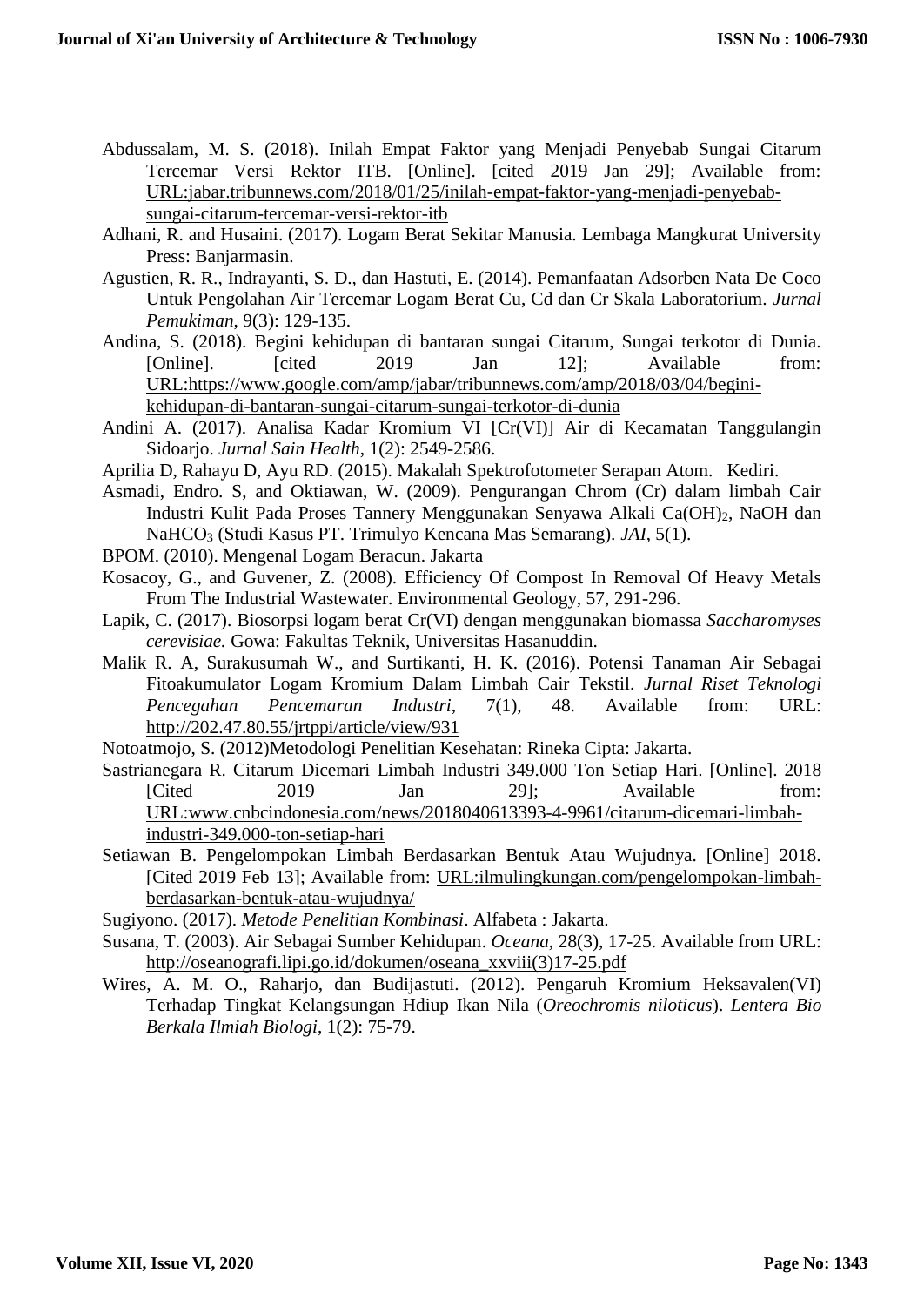Abdussalam, M. S. (2018). Inilah Empat Faktor yang Menjadi Penyebab Sungai Citarum Tercemar Versi Rektor ITB. [Online]. [cited 2019 Jan 29]; Available from: URL:jabar.tribunnews.com/2018/01/25/inilah-empat-faktor-yang-menjadi-penyebab-sungai-citarum-tercemar-versi-rektor-itb

Adhani, R. and Husaini. (2017). Logam Berat Sekitar Manusia. Lembaga Mangkurat University Press: Banjarmasin.

Agustien, R. R., Indrayanti, S. D., dan Hastuti, E. (2014). Pemanfaatan Adsorben Nata De Coco Untuk Pengolahan Air Tercemar Logam Berat Cu, Cd dan Cr Skala Laboratorium. *Jurnal Pemukiman*, 9(3): 129-135.

Andina, S. (2018). Begini kehidupan di bantaran sungai Citarum, Sungai terkotor di Dunia. [Online]. [cited 2019 Jan 12]; Available from: URL:https://www.google.com/amp/jabar/tribunnews.com/amp/2018/03/04/begini-kehidupan-di-bantaran-sungai-citarum-sungai-terkotor-di-dunia

Andini A. (2017). Analisa Kadar Kromium VI [Cr(VI)] Air di Kecamatan Tanggulangin Sidoarjo. *Jurnal Sain Health*, 1(2): 2549-2586.

Aprilia D, Rahayu D, Ayu RD. (2015). Makalah Spektrofotometer Serapan Atom. Kediri.

Asmadi, Endro. S, and Oktiawan, W. (2009). Pengurangan Chrom (Cr) dalam limbah Cair Industri Kulit Pada Proses Tannery Menggunakan Senyawa Alkali $Ca(OH)_2$, NaOH dan $NaHCO_3$ (Studi Kasus PT. Trimulyo Kencana Mas Semarang). *JAI*, 5(1).

BPOM. (2010). Mengenal Logam Beracun. Jakarta

Kosacoy, G., and Guvener, Z. (2008). Efficiency Of Compost In Removal Of Heavy Metals From The Industrial Wastewater. Environmental Geology, 57, 291-296.

Lapik, C. (2017). Biosorpsi logam berat Cr(VI) dengan menggunakan biomassa *Saccharomyses cerevisiae.* Gowa: Fakultas Teknik, Universitas Hasanuddin.

Malik R. A, Surakusumah W., and Surtikanti, H. K. (2016). Potensi Tanaman Air Sebagai Fitoakumulator Logam Kromium Dalam Limbah Cair Tekstil. *Jurnal Riset Teknologi Pencegahan Pencemaran Industri*, 7(1), 48. Available from: URL: http://202.47.80.55/jrtppi/article/view/931

Notoatmojo, S. (2012)Metodologi Penelitian Kesehatan: Rineka Cipta: Jakarta.

Sastrianegara R. Citarum Dicemari Limbah Industri 349.000 Ton Setiap Hari. [Online]. 2018 [Cited 2019 Jan 29]; Available from: URL:www.cnbcindonesia.com/news/2018040613393-4-9961/citarum-dicemari-limbah-industri-349.000-ton-setiap-hari

Setiawan B. Pengelompokan Limbah Berdasarkan Bentuk Atau Wujudnya. [Online] 2018. [Cited 2019 Feb 13]; Available from: URL:ilmulingkungan.com/pengelompokan-limbah-berdasarkan-bentuk-atau-wujudnya/

Sugiyono. (2017). *Metode Penelitian Kombinasi*. Alfabeta : Jakarta.

Susana, T. (2003). Air Sebagai Sumber Kehidupan. *Oceana*, 28(3), 17-25. Available from URL: http://oseanografi.lipi.go.id/dokumen/oseana_xxviii(3)17-25.pdf

Wires, A. M. O., Raharjo, dan Budijastuti. (2012). Pengaruh Kromium Heksavalen(VI) Terhadap Tingkat Kelangsungan Hdiup Ikan Nila (*Oreochromis niloticus*). *Lentera Bio Berkala Ilmiah Biologi*, 1(2): 75-79.